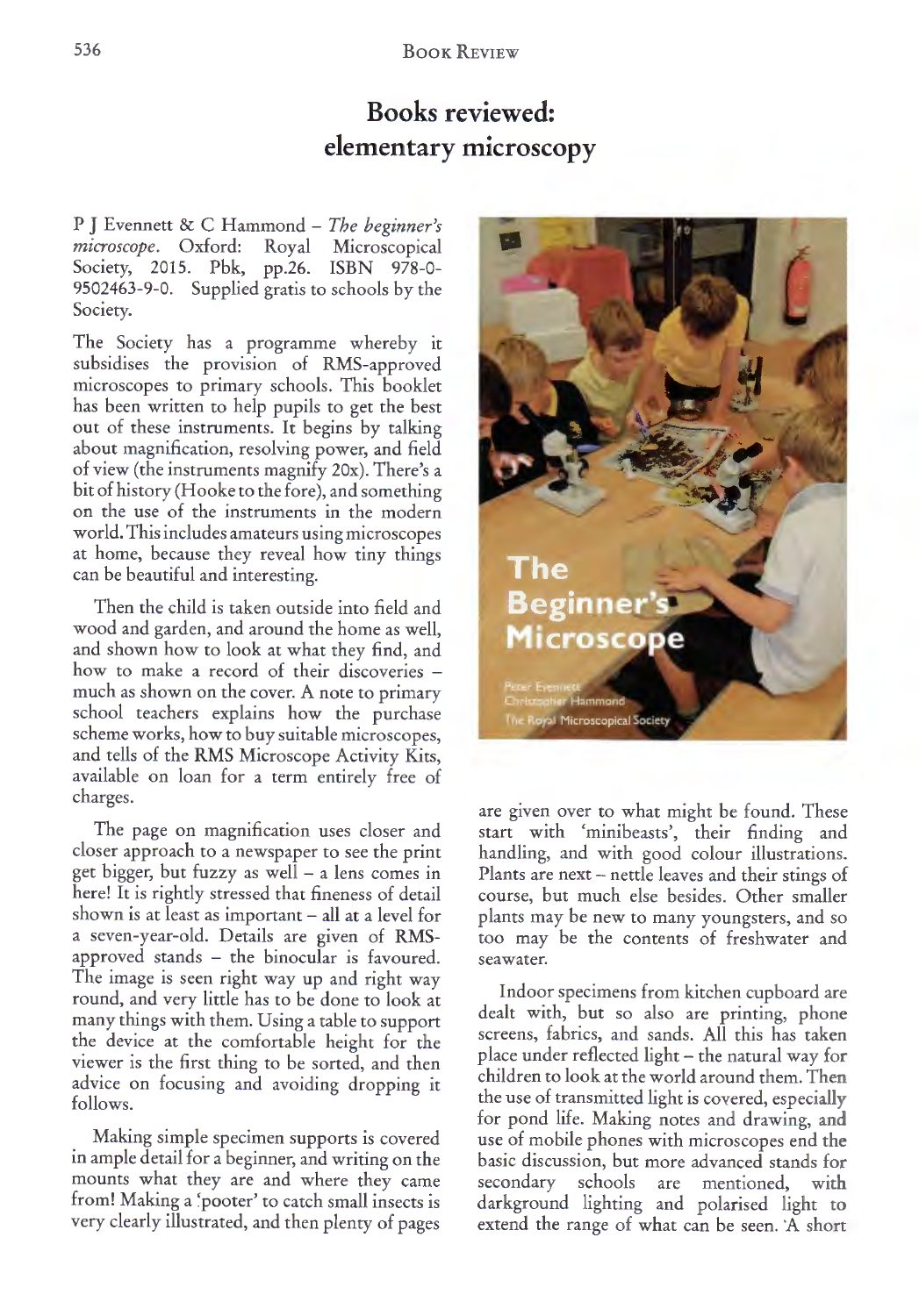# Books reviewed: elementary microscopy

P J Evennett & C Hammond – *The beginner's microscope*. Oxford: Royal Microscopical Society, 2015. Pbk, pp.26. ISBN 978-0-9502463-9-0. Supplied gratis to schools by the Society.

The Society has a programme whereby it subsidises the provision of RMS-approved microscopes to primary schools. This booklet has been written to help pupils to get the best out of these instruments. It begins by talking about magnification, resolving power, and field of view (the instruments magnify 20x). There's a bit of history (Hooke to the fore), and something on the use of the instruments in the modern world. This includes amateurs using microscopes at home, because they reveal how tiny things can be beautiful and interesting.

Then the child is taken outside into field and wood and garden, and around the home as well, and shown how to look at what they find, and how to make a record of their discoveries – much as shown on the cover. A note to primary school teachers explains how the purchase scheme works, how to buy suitable microscopes, and tells of the RMS Microscope Activity Kits, available on loan for a term entirely free of charges.

The page on magnification uses closer and closer approach to a newspaper to see the print get bigger, but fuzzy as well – a lens comes in here! It is rightly stressed that fineness of detail shown is at least as important – all at a level for a seven-year-old. Details are given of RMS-approved stands – the binocular is favoured. The image is seen right way up and right way round, and very little has to be done to look at many things with them. Using a table to support the device at the comfortable height for the viewer is the first thing to be sorted, and then advice on focusing and avoiding dropping it follows.

Making simple specimen supports is covered in ample detail for a beginner, and writing on the mounts what they are and where they came from! Making a 'pooter' to catch small insects is very clearly illustrated, and then plenty of pages are given over to what might be found. These start with 'minibeasts', their finding and handling, and with good colour illustrations. Plants are next – nettle leaves and their stings of course, but much else besides. Other smaller plants may be new to many youngsters, and so too may be the contents of freshwater and seawater.

Indoor specimens from kitchen cupboard are dealt with, but so also are printing, phone screens, fabrics, and sands. All this has taken place under reflected light – the natural way for children to look at the world around them. Then the use of transmitted light is covered, especially for pond life. Making notes and drawing, and use of mobile phones with microscopes end the basic discussion, but more advanced stands for secondary schools are mentioned, with darkground lighting and polarised light to extend the range of what can be seen. 'A short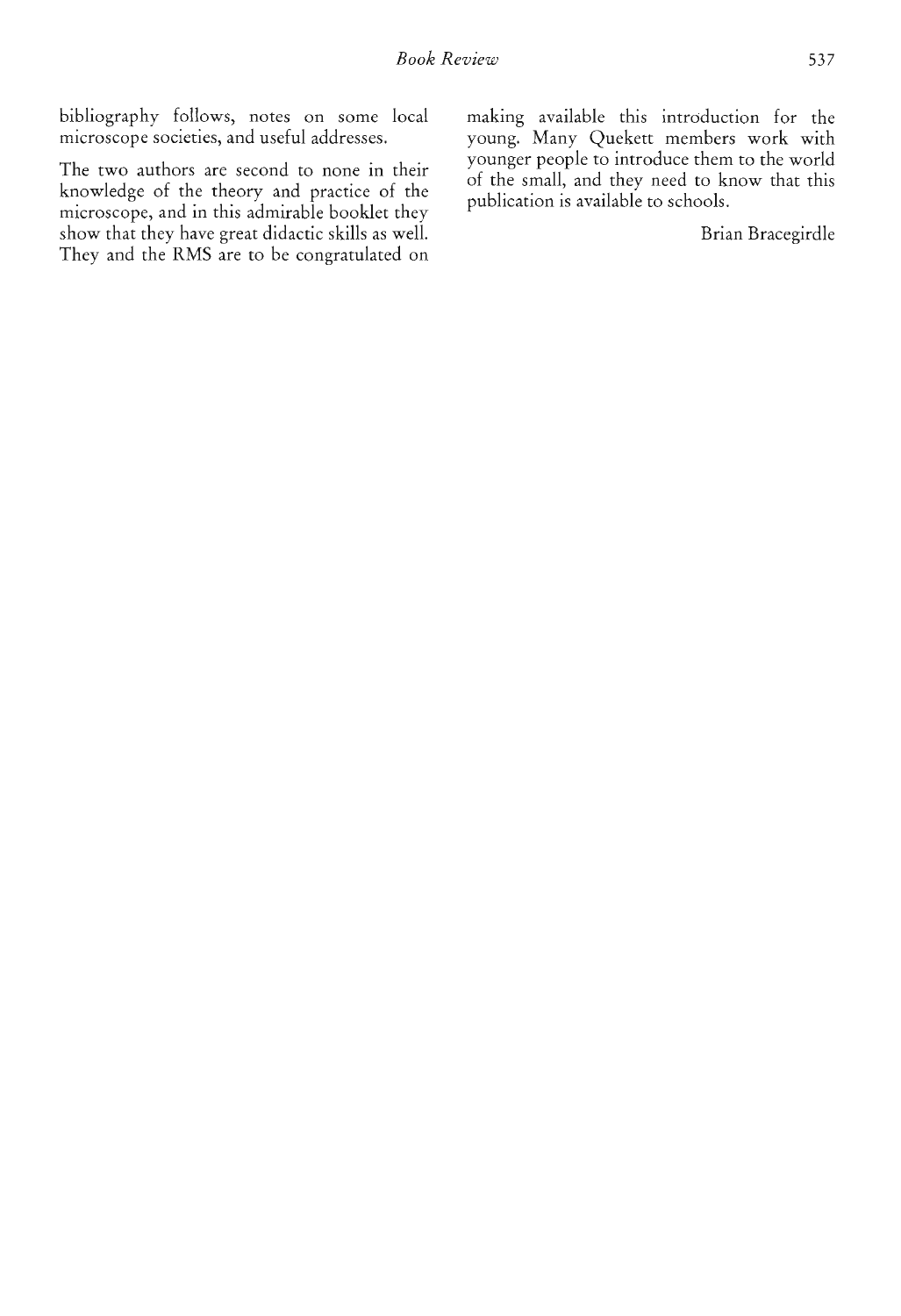bibliography follows, notes on some local microscope societies, and useful addresses.

The two authors are second to none in their knowledge of the theory and practice of the microscope, and in this admirable booklet they show that they have great didactic skills as well. They and the RMS are to be congratulated on making available this introduction for the young. Many Quekett members work with younger people to introduce them to the world of the small, and they need to know that this publication is available to schools.

Brian Bracegirdle